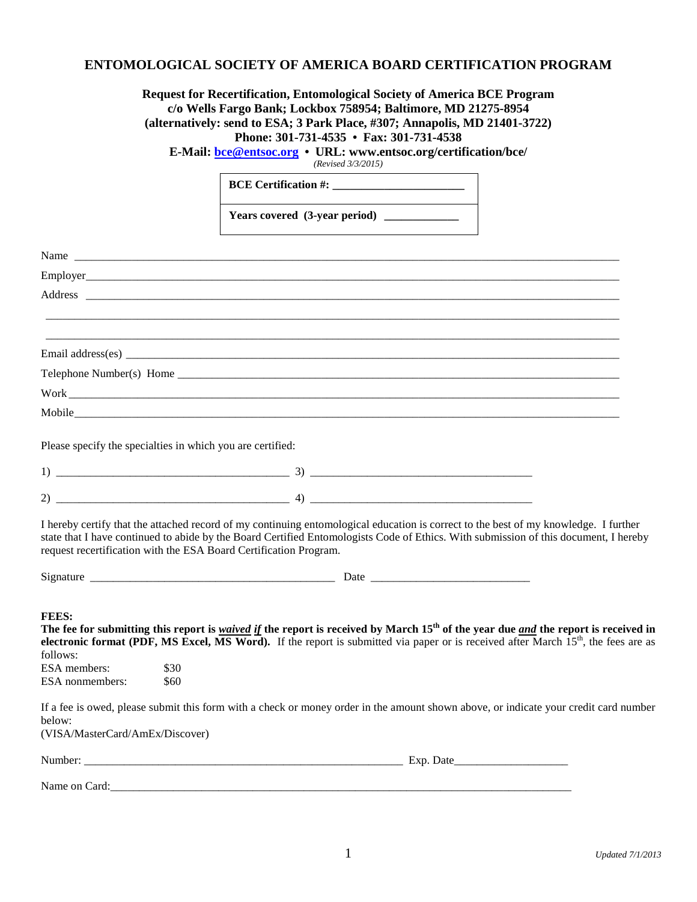# ENTOMOLOGICAL SOCIETY OF AMERICA BOARD CERTIFICATION PROGRAM

**Request for Recertification, Entomological Society of America BCE Program**
**c/o Wells Fargo Bank; Lockbox 758954; Baltimore, MD 21275-8954**
**(alternatively: send to ESA; 3 Park Place, #307; Annapolis, MD 21401-3722)**
**Phone: 301-731-4535 • Fax: 301-731-4538**
**E-Mail: bce@entsoc.org • URL: www.entsoc.org/certification/bce/**
*(Revised 3/3/2015)*

| |
|---|
| **BCE Certification #:** ______________________ |
| **Years covered (3-year period)** ____________ |

Name ____________________________________________________________________________

Employer__________________________________________________________________________

Address __________________________________________________________________________

__________________________________________________________________________________

__________________________________________________________________________________

Email address(es) __________________________________________________________________

Telephone Number(s) Home ___________________________________________________________

Work _____________________________________________________________________________

Mobile____________________________________________________________________________

Please specify the specialties in which you are certified:

1) ________________________________________ 3) ______________________________________

2) ________________________________________ 4) ______________________________________

I hereby certify that the attached record of my continuing entomological education is correct to the best of my knowledge. I further state that I have continued to abide by the Board Certified Entomologists Code of Ethics. With submission of this document, I hereby request recertification with the ESA Board Certification Program.

Signature ___________________________________________ Date ___________________________

**FEES:**
**The fee for submitting this report is *waived* *if* the report is received by March 15th of the year due *and* the report is received in electronic format (PDF, MS Excel, MS Word).** If the report is submitted via paper or is received after March 15th, the fees are as follows:

ESA members: $30
ESA nonmembers: $60

If a fee is owed, please submit this form with a check or money order in the amount shown above, or indicate your credit card number below:
(VISA/MasterCard/AmEx/Discover)

Number: _________________________________________________________ Exp. Date____________________

Name on Card:____________________________________________________________________________

*Updated 7/1/2013*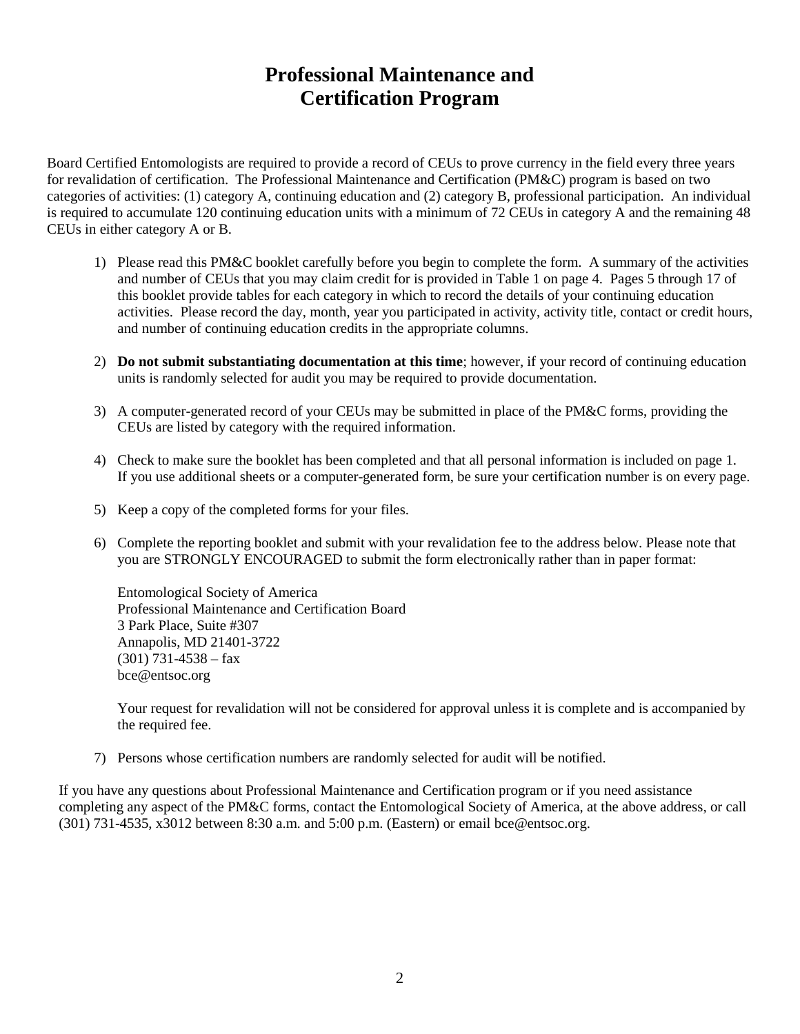# Professional Maintenance and Certification Program

Board Certified Entomologists are required to provide a record of CEUs to prove currency in the field every three years for revalidation of certification. The Professional Maintenance and Certification (PM&C) program is based on two categories of activities: (1) category A, continuing education and (2) category B, professional participation. An individual is required to accumulate 120 continuing education units with a minimum of 72 CEUs in category A and the remaining 48 CEUs in either category A or B.

1) Please read this PM&C booklet carefully before you begin to complete the form. A summary of the activities and number of CEUs that you may claim credit for is provided in Table 1 on page 4. Pages 5 through 17 of this booklet provide tables for each category in which to record the details of your continuing education activities. Please record the day, month, year you participated in activity, activity title, contact or credit hours, and number of continuing education credits in the appropriate columns.

2) **Do not submit substantiating documentation at this time**; however, if your record of continuing education units is randomly selected for audit you may be required to provide documentation.

3) A computer-generated record of your CEUs may be submitted in place of the PM&C forms, providing the CEUs are listed by category with the required information.

4) Check to make sure the booklet has been completed and that all personal information is included on page 1. If you use additional sheets or a computer-generated form, be sure your certification number is on every page.

5) Keep a copy of the completed forms for your files.

6) Complete the reporting booklet and submit with your revalidation fee to the address below. Please note that you are STRONGLY ENCOURAGED to submit the form electronically rather than in paper format:

   Entomological Society of America
   Professional Maintenance and Certification Board
   3 Park Place, Suite #307
   Annapolis, MD 21401-3722
   (301) 731-4538 – fax
   bce@entsoc.org

   Your request for revalidation will not be considered for approval unless it is complete and is accompanied by the required fee.

7) Persons whose certification numbers are randomly selected for audit will be notified.

If you have any questions about Professional Maintenance and Certification program or if you need assistance completing any aspect of the PM&C forms, contact the Entomological Society of America, at the above address, or call (301) 731-4535, x3012 between 8:30 a.m. and 5:00 p.m. (Eastern) or email bce@entsoc.org.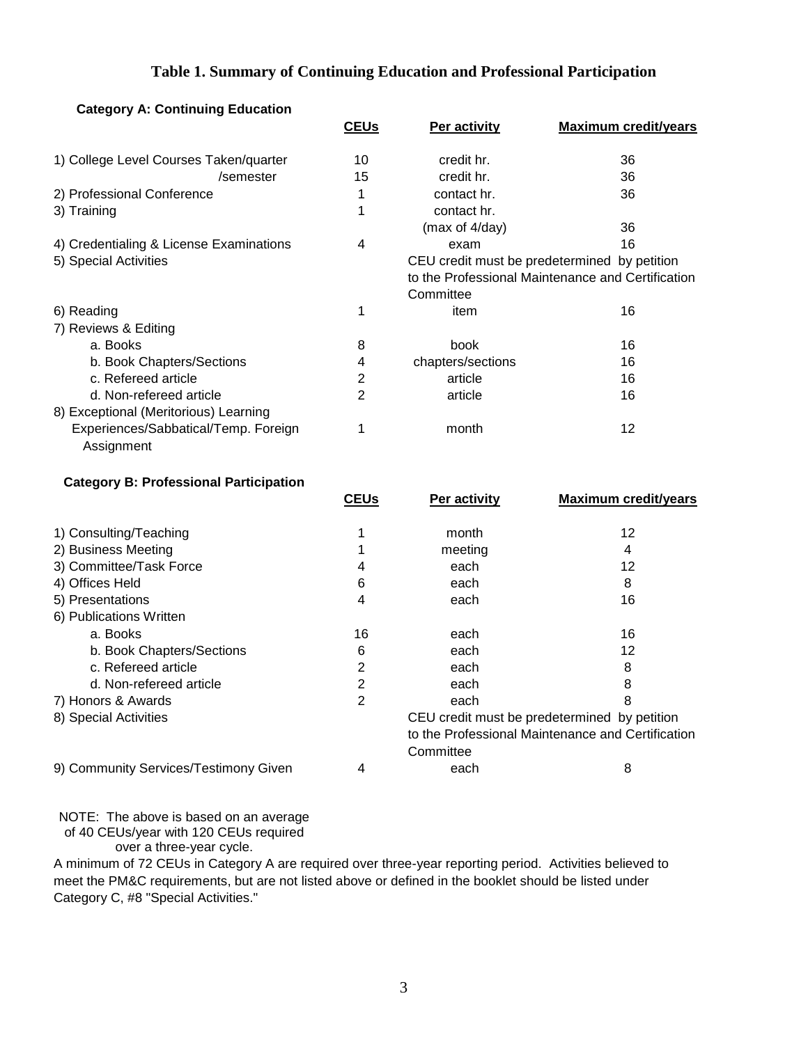# Table 1. Summary of Continuing Education and Professional Participation

**Category A: Continuing Education**

| | CEUs | Per activity | Maximum credit/years |
|---|---|---|---|
| 1) College Level Courses Taken/quarter | 10 | credit hr. | 36 |
| /semester | 15 | credit hr. | 36 |
| 2) Professional Conference | 1 | contact hr. | 36 |
| 3) Training | 1 | contact hr. (max of 4/day) | 36 |
| 4) Credentialing & License Examinations | 4 | exam | 16 |
| 5) Special Activities | | CEU credit must be predetermined by petition to the Professional Maintenance and Certification Committee | |
| 6) Reading | 1 | item | 16 |
| 7) Reviews & Editing | | | |
| a. Books | 8 | book | 16 |
| b. Book Chapters/Sections | 4 | chapters/sections | 16 |
| c. Refereed article | 2 | article | 16 |
| d. Non-refereed article | 2 | article | 16 |
| 8) Exceptional (Meritorious) Learning Experiences/Sabbatical/Temp. Foreign Assignment | 1 | month | 12 |

**Category B: Professional Participation**

| | CEUs | Per activity | Maximum credit/years |
|---|---|---|---|
| 1) Consulting/Teaching | 1 | month | 12 |
| 2) Business Meeting | 1 | meeting | 4 |
| 3) Committee/Task Force | 4 | each | 12 |
| 4) Offices Held | 6 | each | 8 |
| 5) Presentations | 4 | each | 16 |
| 6) Publications Written | | | |
| a. Books | 16 | each | 16 |
| b. Book Chapters/Sections | 6 | each | 12 |
| c. Refereed article | 2 | each | 8 |
| d. Non-refereed article | 2 | each | 8 |
| 7) Honors & Awards | 2 | each | 8 |
| 8) Special Activities | | CEU credit must be predetermined by petition to the Professional Maintenance and Certification Committee | |
| 9) Community Services/Testimony Given | 4 | each | 8 |

NOTE: The above is based on an average of 40 CEUs/year with 120 CEUs required over a three-year cycle.

A minimum of 72 CEUs in Category A are required over three-year reporting period. Activities believed to meet the PM&C requirements, but are not listed above or defined in the booklet should be listed under Category C, #8 "Special Activities."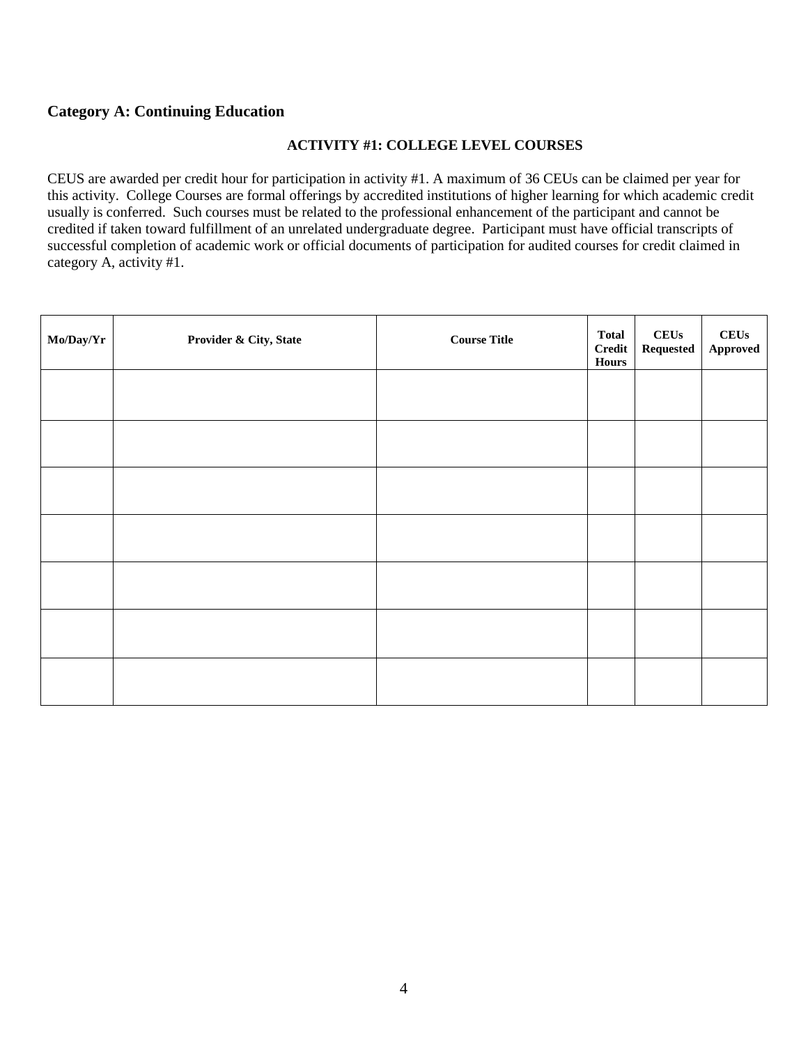## Category A: Continuing Education

### ACTIVITY #1: COLLEGE LEVEL COURSES

CEUS are awarded per credit hour for participation in activity #1. A maximum of 36 CEUs can be claimed per year for this activity. College Courses are formal offerings by accredited institutions of higher learning for which academic credit usually is conferred. Such courses must be related to the professional enhancement of the participant and cannot be credited if taken toward fulfillment of an unrelated undergraduate degree. Participant must have official transcripts of successful completion of academic work or official documents of participation for audited courses for credit claimed in category A, activity #1.

| Mo/Day/Yr | Provider & City, State | Course Title | Total Credit Hours | CEUs Requested | CEUs Approved |
|---|---|---|---|---|---|
| | | | | | |
| | | | | | |
| | | | | | |
| | | | | | |
| | | | | | |
| | | | | | |
| | | | | | |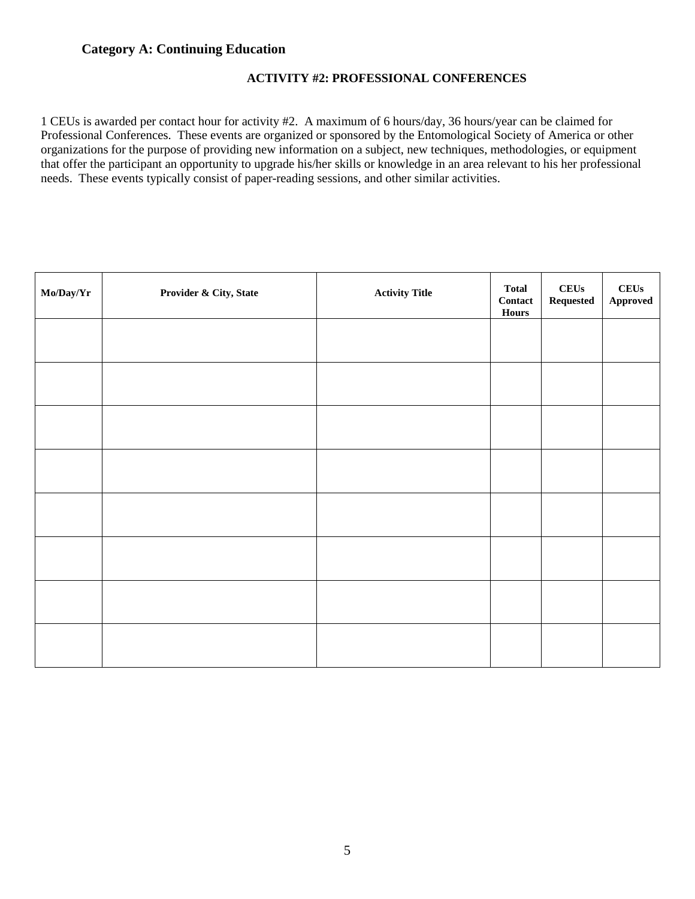## Category A: Continuing Education

### ACTIVITY #2: PROFESSIONAL CONFERENCES

1 CEUs is awarded per contact hour for activity #2. A maximum of 6 hours/day, 36 hours/year can be claimed for Professional Conferences. These events are organized or sponsored by the Entomological Society of America or other organizations for the purpose of providing new information on a subject, new techniques, methodologies, or equipment that offer the participant an opportunity to upgrade his/her skills or knowledge in an area relevant to his her professional needs. These events typically consist of paper-reading sessions, and other similar activities.

| Mo/Day/Yr | Provider & City, State | Activity Title | Total Contact Hours | CEUs Requested | CEUs Approved |
|---|---|---|---|---|---|
| | | | | | |
| | | | | | |
| | | | | | |
| | | | | | |
| | | | | | |
| | | | | | |
| | | | | | |
| | | | | | |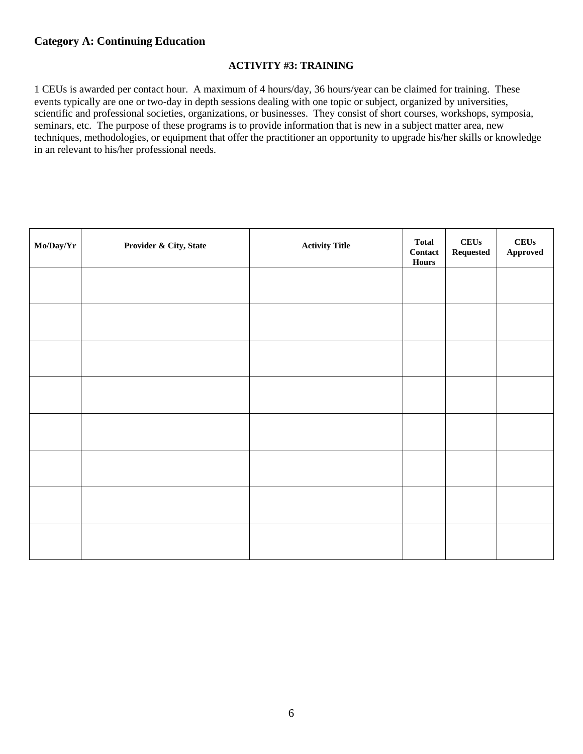## Category A: Continuing Education

### ACTIVITY #3: TRAINING

1 CEUs is awarded per contact hour. A maximum of 4 hours/day, 36 hours/year can be claimed for training. These events typically are one or two-day in depth sessions dealing with one topic or subject, organized by universities, scientific and professional societies, organizations, or businesses. They consist of short courses, workshops, symposia, seminars, etc. The purpose of these programs is to provide information that is new in a subject matter area, new techniques, methodologies, or equipment that offer the practitioner an opportunity to upgrade his/her skills or knowledge in an relevant to his/her professional needs.

| Mo/Day/Yr | Provider & City, State | Activity Title | Total Contact Hours | CEUs Requested | CEUs Approved |
|---|---|---|---|---|---|
| | | | | | |
| | | | | | |
| | | | | | |
| | | | | | |
| | | | | | |
| | | | | | |
| | | | | | |
| | | | | | |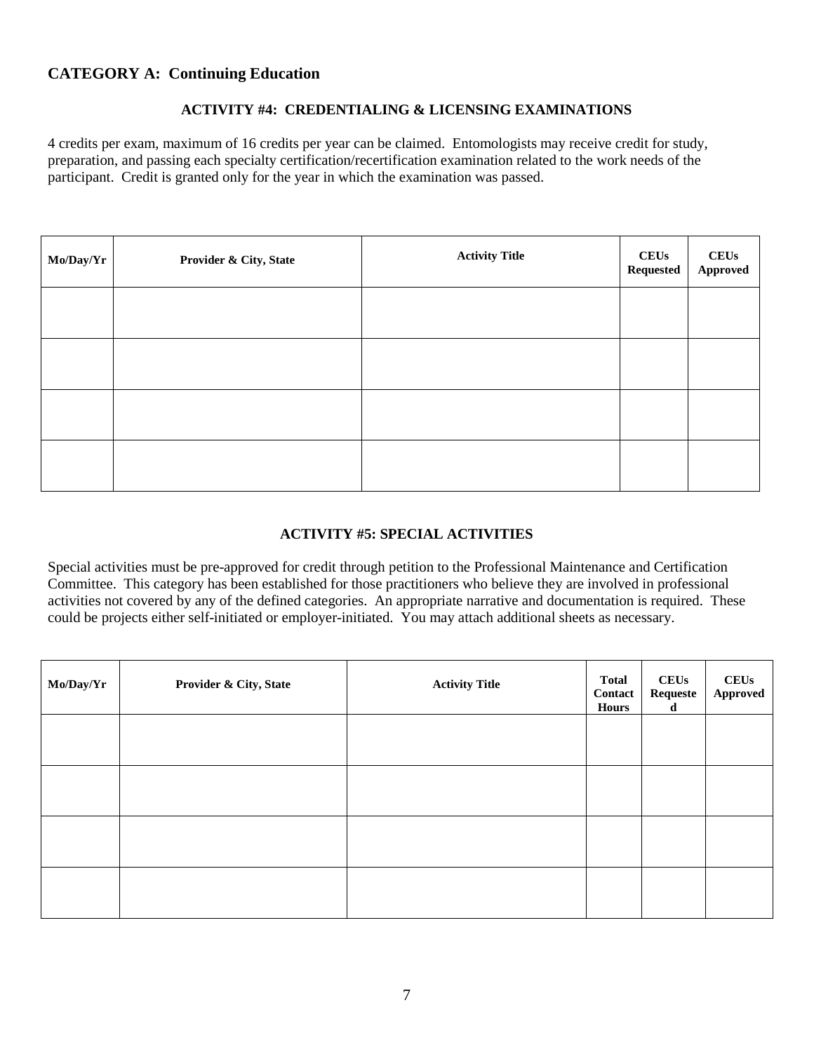## CATEGORY A: Continuing Education

### ACTIVITY #4: CREDENTIALING & LICENSING EXAMINATIONS

4 credits per exam, maximum of 16 credits per year can be claimed. Entomologists may receive credit for study, preparation, and passing each specialty certification/recertification examination related to the work needs of the participant. Credit is granted only for the year in which the examination was passed.

| Mo/Day/Yr | Provider & City, State | Activity Title | CEUs Requested | CEUs Approved |
|---|---|---|---|---|
| | | | | |
| | | | | |
| | | | | |
| | | | | |

### ACTIVITY #5: SPECIAL ACTIVITIES

Special activities must be pre-approved for credit through petition to the Professional Maintenance and Certification Committee. This category has been established for those practitioners who believe they are involved in professional activities not covered by any of the defined categories. An appropriate narrative and documentation is required. These could be projects either self-initiated or employer-initiated. You may attach additional sheets as necessary.

| Mo/Day/Yr | Provider & City, State | Activity Title | Total Contact Hours | CEUs Requested | CEUs Approved |
|---|---|---|---|---|---|
| | | | | | |
| | | | | | |
| | | | | | |
| | | | | | |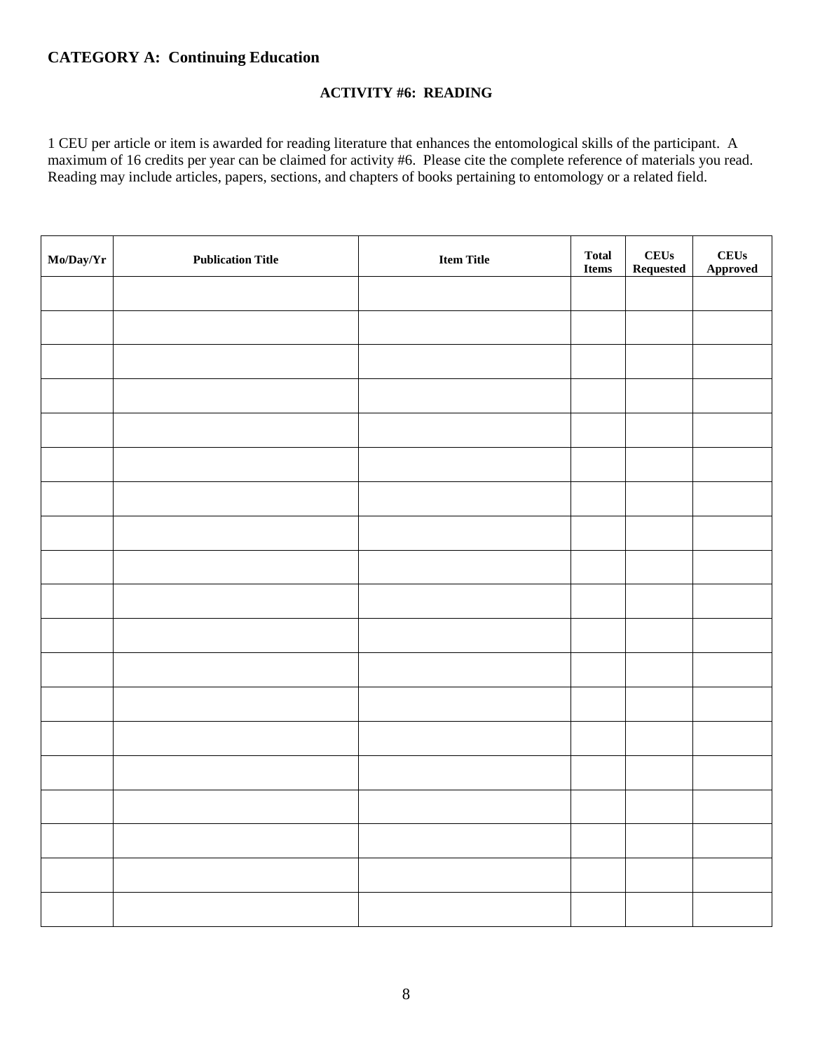## CATEGORY A: Continuing Education

### ACTIVITY #6: READING

1 CEU per article or item is awarded for reading literature that enhances the entomological skills of the participant. A maximum of 16 credits per year can be claimed for activity #6. Please cite the complete reference of materials you read. Reading may include articles, papers, sections, and chapters of books pertaining to entomology or a related field.

| Mo/Day/Yr | Publication Title | Item Title | Total Items | CEUs Requested | CEUs Approved |
|---|---|---|---|---|---|
| | | | | | |
| | | | | | |
| | | | | | |
| | | | | | |
| | | | | | |
| | | | | | |
| | | | | | |
| | | | | | |
| | | | | | |
| | | | | | |
| | | | | | |
| | | | | | |
| | | | | | |
| | | | | | |
| | | | | | |
| | | | | | |
| | | | | | |
| | | | | | |
| | | | | | |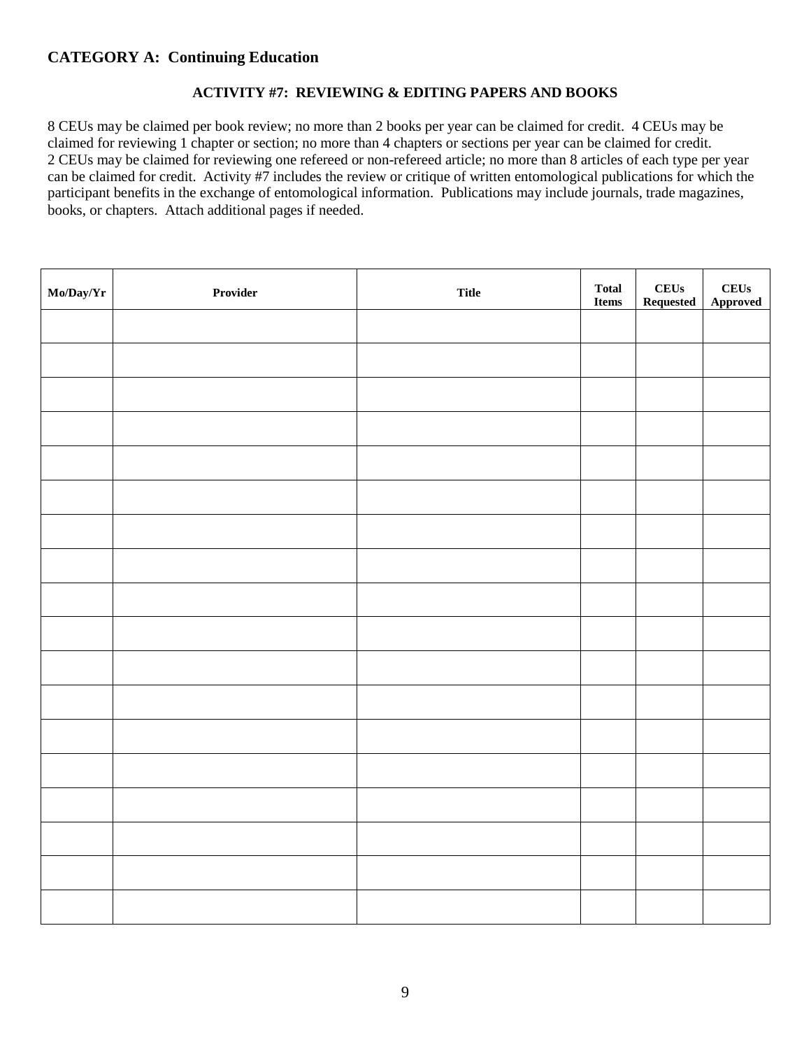## CATEGORY A: Continuing Education

### ACTIVITY #7: REVIEWING & EDITING PAPERS AND BOOKS

8 CEUs may be claimed per book review; no more than 2 books per year can be claimed for credit. 4 CEUs may be claimed for reviewing 1 chapter or section; no more than 4 chapters or sections per year can be claimed for credit. 2 CEUs may be claimed for reviewing one refereed or non-refereed article; no more than 8 articles of each type per year can be claimed for credit. Activity #7 includes the review or critique of written entomological publications for which the participant benefits in the exchange of entomological information. Publications may include journals, trade magazines, books, or chapters. Attach additional pages if needed.

| Mo/Day/Yr | Provider | Title | Total Items | CEUs Requested | CEUs Approved |
|---|---|---|---|---|---|
| | | | | | |
| | | | | | |
| | | | | | |
| | | | | | |
| | | | | | |
| | | | | | |
| | | | | | |
| | | | | | |
| | | | | | |
| | | | | | |
| | | | | | |
| | | | | | |
| | | | | | |
| | | | | | |
| | | | | | |
| | | | | | |
| | | | | | |
| | | | | | |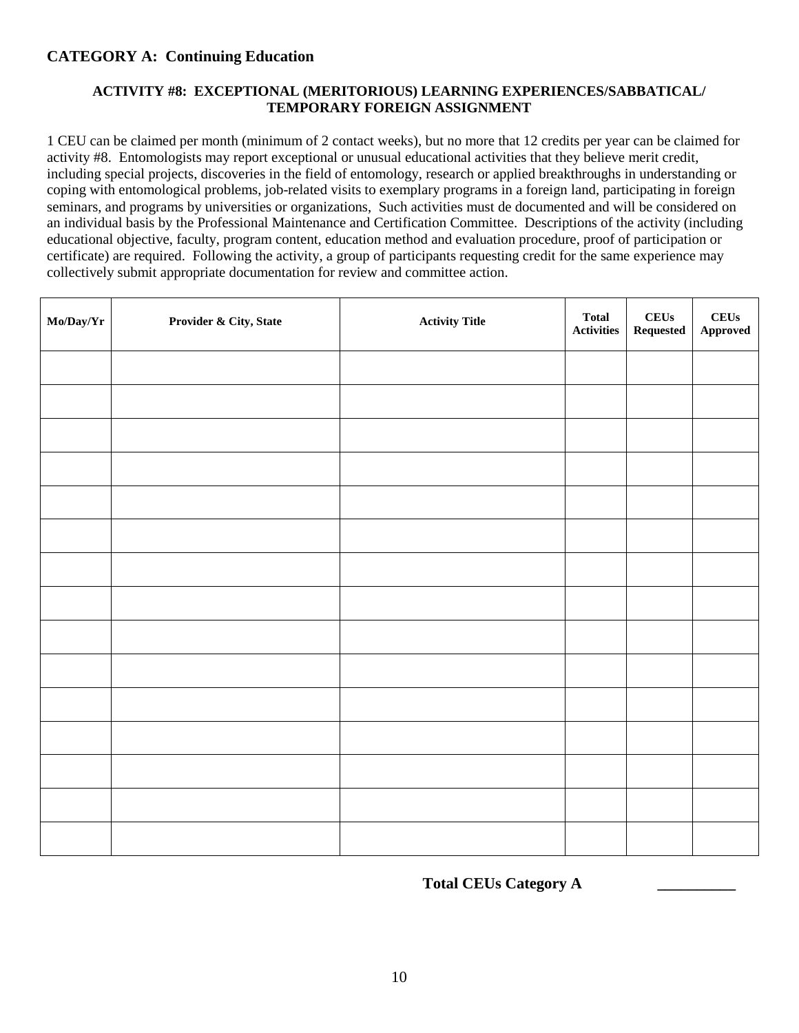## CATEGORY A: Continuing Education

### ACTIVITY #8: EXCEPTIONAL (MERITORIOUS) LEARNING EXPERIENCES/SABBATICAL/ TEMPORARY FOREIGN ASSIGNMENT

1 CEU can be claimed per month (minimum of 2 contact weeks), but no more that 12 credits per year can be claimed for activity #8. Entomologists may report exceptional or unusual educational activities that they believe merit credit, including special projects, discoveries in the field of entomology, research or applied breakthroughs in understanding or coping with entomological problems, job-related visits to exemplary programs in a foreign land, participating in foreign seminars, and programs by universities or organizations, Such activities must de documented and will be considered on an individual basis by the Professional Maintenance and Certification Committee. Descriptions of the activity (including educational objective, faculty, program content, education method and evaluation procedure, proof of participation or certificate) are required. Following the activity, a group of participants requesting credit for the same experience may collectively submit appropriate documentation for review and committee action.

| Mo/Day/Yr | Provider & City, State | Activity Title | Total Activities | CEUs Requested | CEUs Approved |
|---|---|---|---|---|---|
| | | | | | |
| | | | | | |
| | | | | | |
| | | | | | |
| | | | | | |
| | | | | | |
| | | | | | |
| | | | | | |
| | | | | | |
| | | | | | |
| | | | | | |
| | | | | | |
| | | | | | |
| | | | | | |
| | | | | | |

**Total CEUs Category A** __________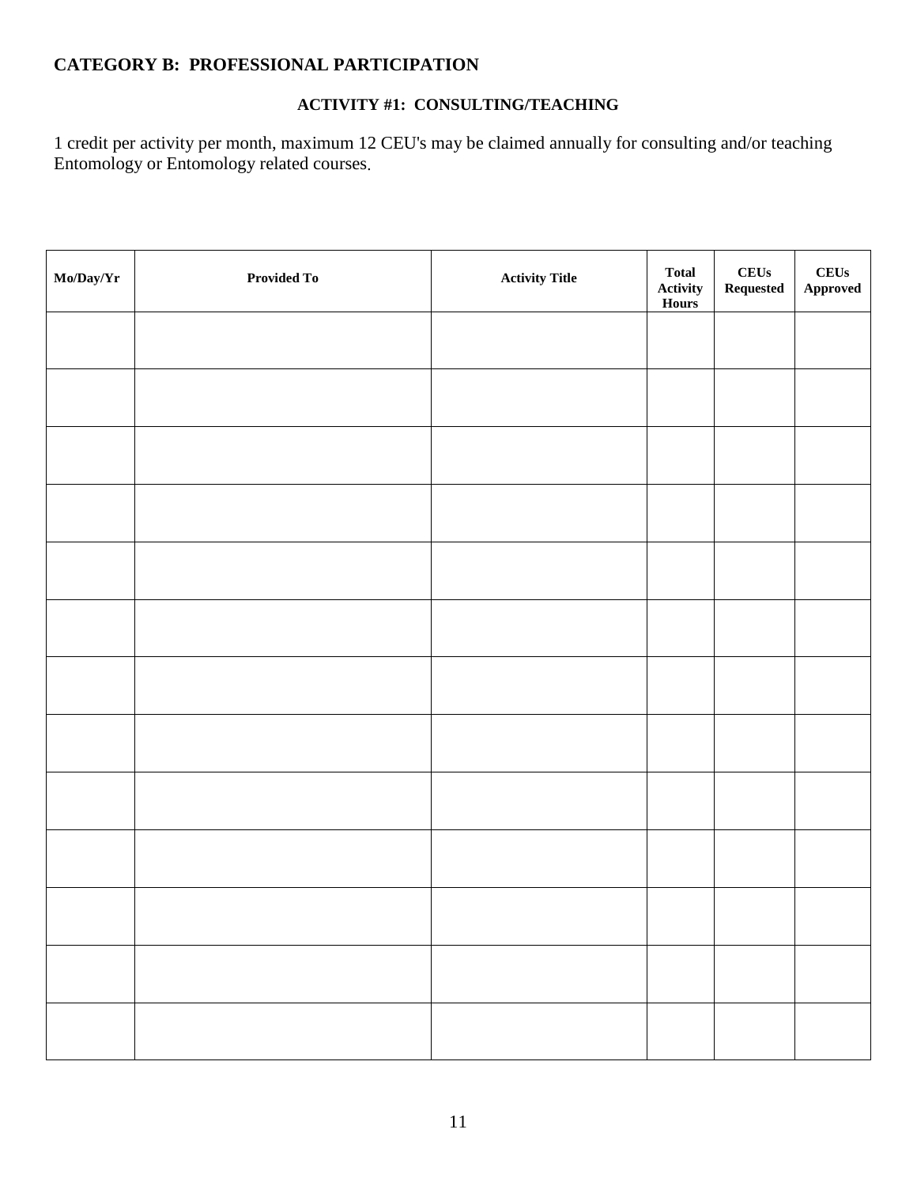## CATEGORY B: PROFESSIONAL PARTICIPATION

### ACTIVITY #1: CONSULTING/TEACHING

1 credit per activity per month, maximum 12 CEU's may be claimed annually for consulting and/or teaching Entomology or Entomology related courses.

| Mo/Day/Yr | Provided To | Activity Title | Total Activity Hours | CEUs Requested | CEUs Approved |
|---|---|---|---|---|---|
| | | | | | |
| | | | | | |
| | | | | | |
| | | | | | |
| | | | | | |
| | | | | | |
| | | | | | |
| | | | | | |
| | | | | | |
| | | | | | |
| | | | | | |
| | | | | | |
| | | | | | |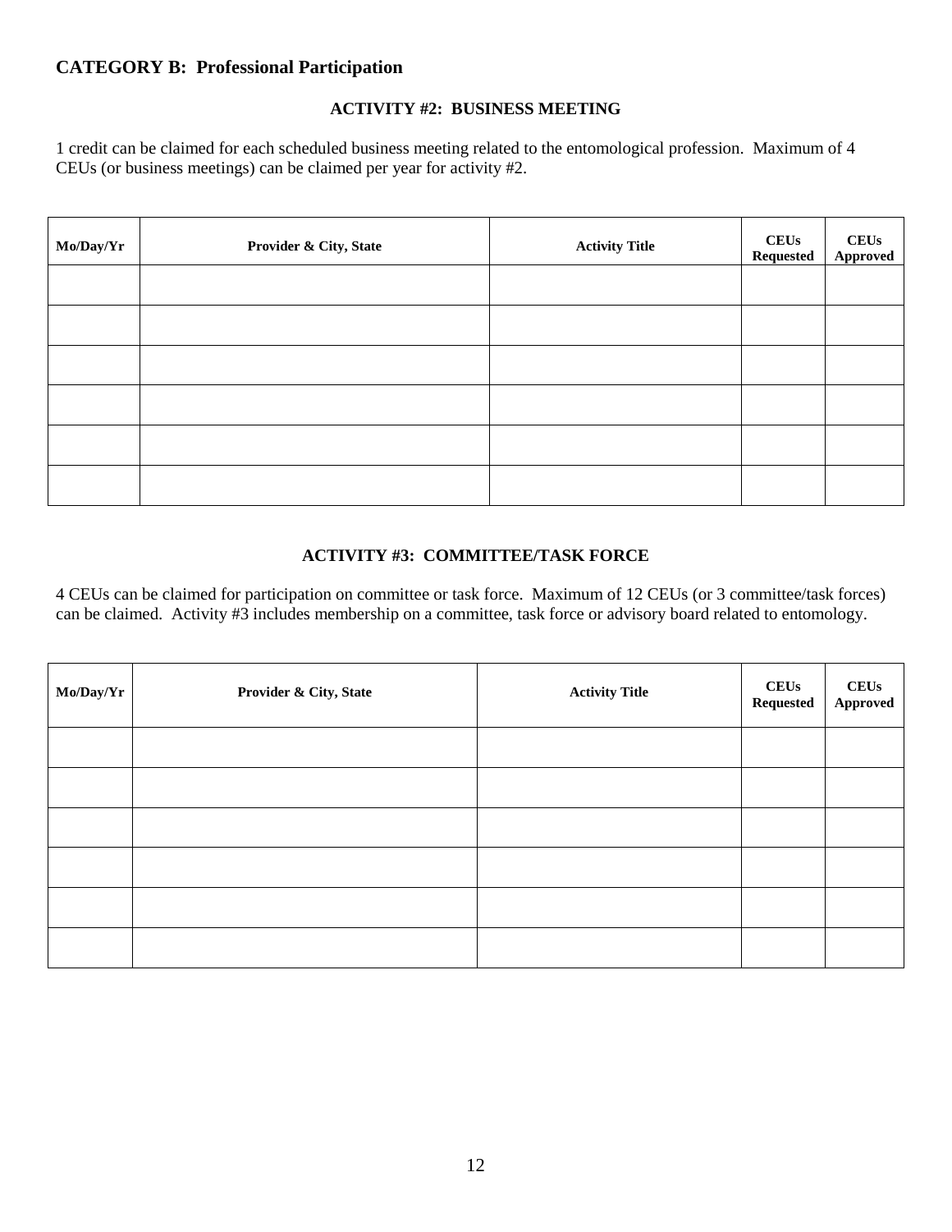## CATEGORY B: Professional Participation

### ACTIVITY #2: BUSINESS MEETING

1 credit can be claimed for each scheduled business meeting related to the entomological profession. Maximum of 4 CEUs (or business meetings) can be claimed per year for activity #2.

| Mo/Day/Yr | Provider & City, State | Activity Title | CEUs Requested | CEUs Approved |
|---|---|---|---|---|
| | | | | |
| | | | | |
| | | | | |
| | | | | |
| | | | | |
| | | | | |

### ACTIVITY #3: COMMITTEE/TASK FORCE

4 CEUs can be claimed for participation on committee or task force. Maximum of 12 CEUs (or 3 committee/task forces) can be claimed. Activity #3 includes membership on a committee, task force or advisory board related to entomology.

| Mo/Day/Yr | Provider & City, State | Activity Title | CEUs Requested | CEUs Approved |
|---|---|---|---|---|
| | | | | |
| | | | | |
| | | | | |
| | | | | |
| | | | | |
| | | | | |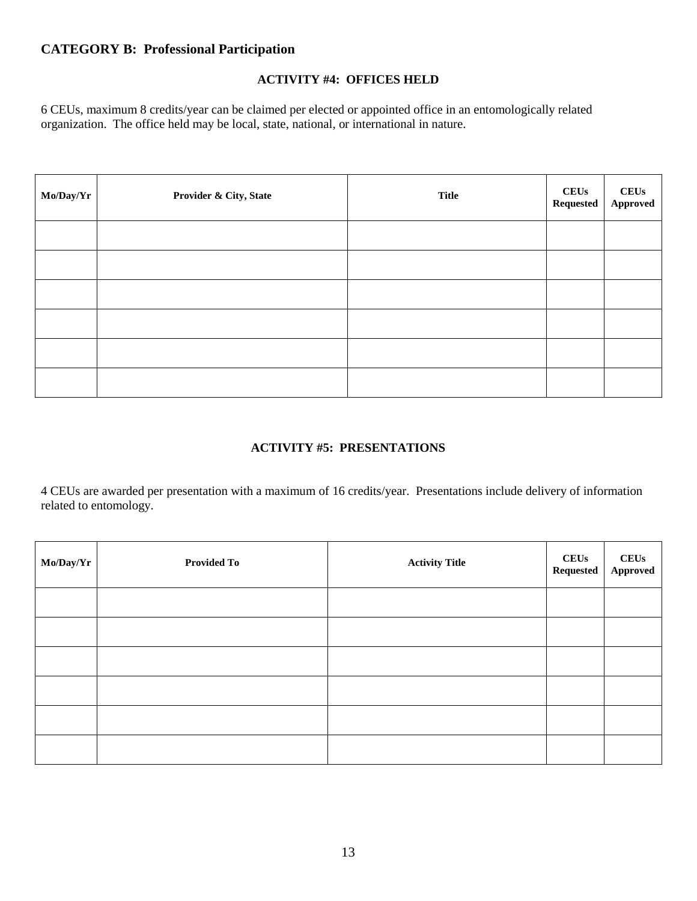## CATEGORY B: Professional Participation

### ACTIVITY #4: OFFICES HELD

6 CEUs, maximum 8 credits/year can be claimed per elected or appointed office in an entomologically related organization. The office held may be local, state, national, or international in nature.

| Mo/Day/Yr | Provider & City, State | Title | CEUs Requested | CEUs Approved |
|---|---|---|---|---|
| | | | | |
| | | | | |
| | | | | |
| | | | | |
| | | | | |
| | | | | |

### ACTIVITY #5: PRESENTATIONS

4 CEUs are awarded per presentation with a maximum of 16 credits/year. Presentations include delivery of information related to entomology.

| Mo/Day/Yr | Provided To | Activity Title | CEUs Requested | CEUs Approved |
|---|---|---|---|---|
| | | | | |
| | | | | |
| | | | | |
| | | | | |
| | | | | |
| | | | | |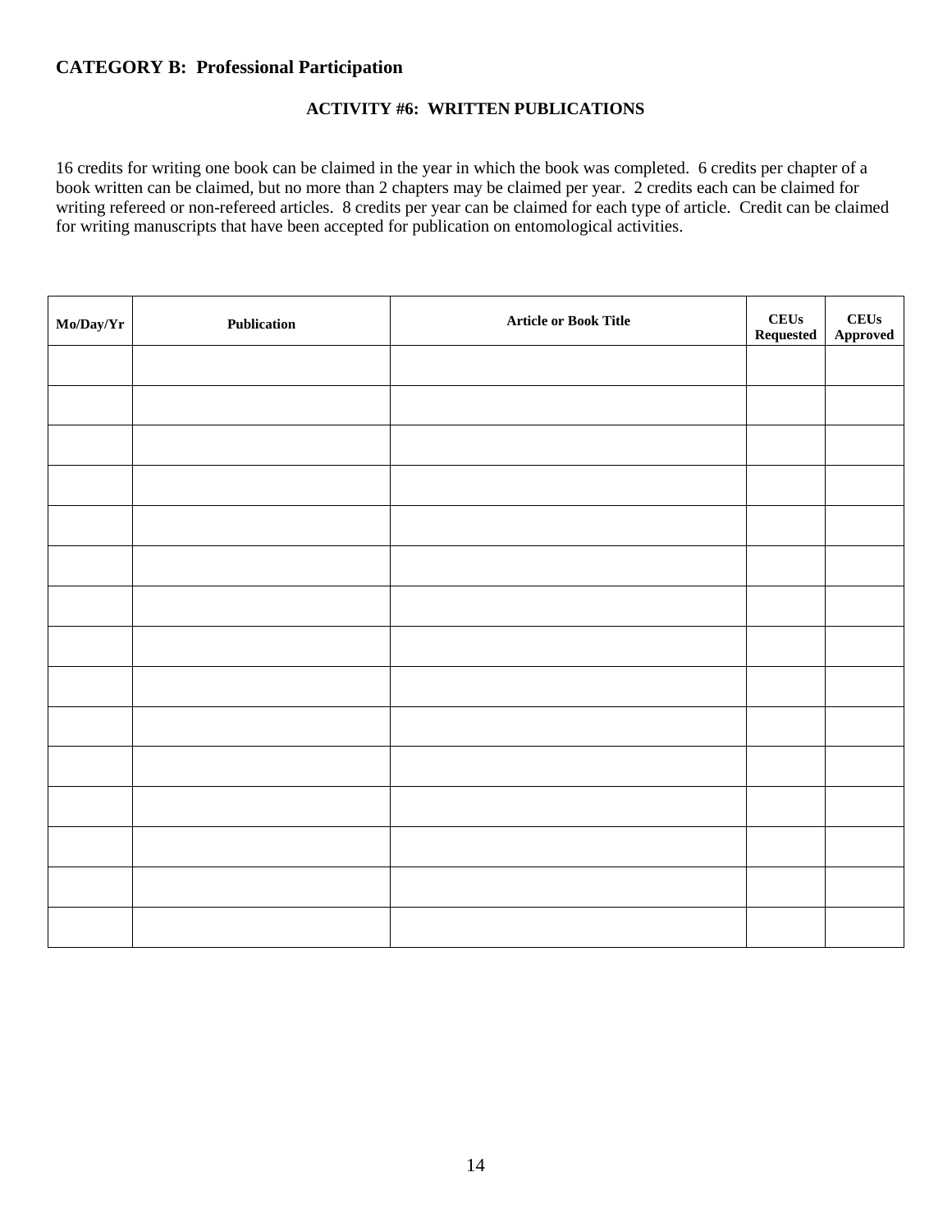## CATEGORY B: Professional Participation

### ACTIVITY #6: WRITTEN PUBLICATIONS

16 credits for writing one book can be claimed in the year in which the book was completed. 6 credits per chapter of a book written can be claimed, but no more than 2 chapters may be claimed per year. 2 credits each can be claimed for writing refereed or non-refereed articles. 8 credits per year can be claimed for each type of article. Credit can be claimed for writing manuscripts that have been accepted for publication on entomological activities.

| Mo/Day/Yr | Publication | Article or Book Title | CEUs Requested | CEUs Approved |
|---|---|---|---|---|
| | | | | |
| | | | | |
| | | | | |
| | | | | |
| | | | | |
| | | | | |
| | | | | |
| | | | | |
| | | | | |
| | | | | |
| | | | | |
| | | | | |
| | | | | |
| | | | | |
| | | | | |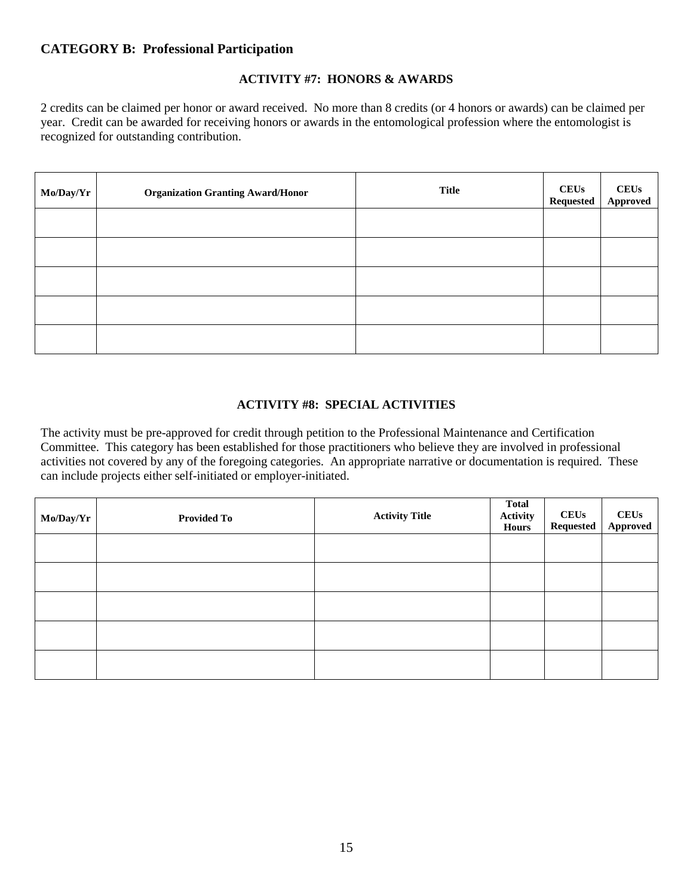## CATEGORY B: Professional Participation

### ACTIVITY #7: HONORS & AWARDS

2 credits can be claimed per honor or award received. No more than 8 credits (or 4 honors or awards) can be claimed per year. Credit can be awarded for receiving honors or awards in the entomological profession where the entomologist is recognized for outstanding contribution.

| Mo/Day/Yr | Organization Granting Award/Honor | Title | CEUs Requested | CEUs Approved |
|---|---|---|---|---|
| | | | | |
| | | | | |
| | | | | |
| | | | | |
| | | | | |

### ACTIVITY #8: SPECIAL ACTIVITIES

The activity must be pre-approved for credit through petition to the Professional Maintenance and Certification Committee. This category has been established for those practitioners who believe they are involved in professional activities not covered by any of the foregoing categories. An appropriate narrative or documentation is required. These can include projects either self-initiated or employer-initiated.

| Mo/Day/Yr | Provided To | Activity Title | Total Activity Hours | CEUs Requested | CEUs Approved |
|---|---|---|---|---|---|
| | | | | | |
| | | | | | |
| | | | | | |
| | | | | | |
| | | | | | |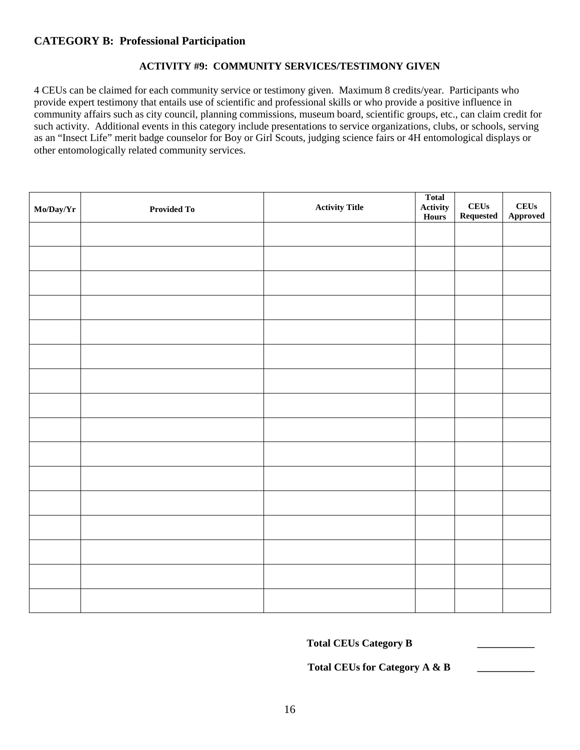## CATEGORY B: Professional Participation

### ACTIVITY #9: COMMUNITY SERVICES/TESTIMONY GIVEN

4 CEUs can be claimed for each community service or testimony given. Maximum 8 credits/year. Participants who provide expert testimony that entails use of scientific and professional skills or who provide a positive influence in community affairs such as city council, planning commissions, museum board, scientific groups, etc., can claim credit for such activity. Additional events in this category include presentations to service organizations, clubs, or schools, serving as an "Insect Life" merit badge counselor for Boy or Girl Scouts, judging science fairs or 4H entomological displays or other entomologically related community services.

| Mo/Day/Yr | Provided To | Activity Title | Total Activity Hours | CEUs Requested | CEUs Approved |
|---|---|---|---|---|---|
| | | | | | |
| | | | | | |
| | | | | | |
| | | | | | |
| | | | | | |
| | | | | | |
| | | | | | |
| | | | | | |
| | | | | | |
| | | | | | |
| | | | | | |
| | | | | | |
| | | | | | |
| | | | | | |
| | | | | | |
| | | | | | |

**Total CEUs Category B** ___________

**Total CEUs for Category A & B** ___________